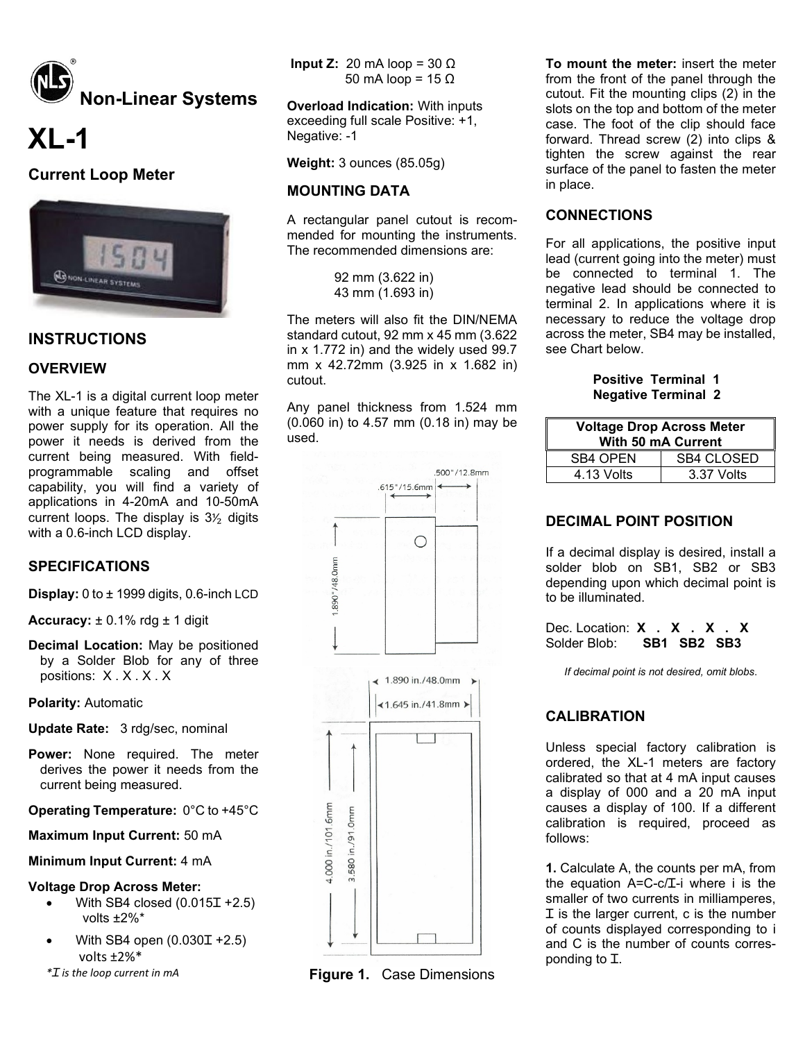# Non-Linear Systems

# XL-1

## Current Loop Meter

## INSTRUCTIONS

### OVERVIEW

The XL-1 is a digital current loop meter with a unique feature that requires no power supply for its operation. All the power it needs is derived from the current being measured. With field-programmable scaling and offset capability, you will find a variety of applications in 4-20mA and 10-50mA current loops. The display is 3½ digits with a 0.6-inch LCD display.

### SPECIFICATIONS

**Display:** 0 to ± 1999 digits, 0.6-inch LCD

**Accuracy:** ± 0.1% rdg ± 1 digit

**Decimal Location:** May be positioned by a Solder Blob for any of three positions: X . X . X . X

**Polarity:** Automatic

**Update Rate:** 3 rdg/sec, nominal

**Power:** None required. The meter derives the power it needs from the current being measured.

**Operating Temperature:** 0°C to +45°C

**Maximum Input Current:** 50 mA

**Minimum Input Current:** 4 mA

**Voltage Drop Across Meter:**

- With SB4 closed (0.015I +2.5) volts ±2%*
- With SB4 open (0.030I +2.5) volts ±2%*

*\*I is the loop current in mA*

**Input Z:** 20 mA loop = 30 Ω
50 mA loop = 15 Ω

**Overload Indication:** With inputs exceeding full scale Positive: +1, Negative: -1

**Weight:** 3 ounces (85.05g)

### MOUNTING DATA

A rectangular panel cutout is recommended for mounting the instruments. The recommended dimensions are:

92 mm (3.622 in)
43 mm (1.693 in)

The meters will also fit the DIN/NEMA standard cutout, 92 mm x 45 mm (3.622 in x 1.772 in) and the widely used 99.7 mm x 42.72mm (3.925 in x 1.682 in) cutout.

Any panel thickness from 1.524 mm (0.060 in) to 4.57 mm (0.18 in) may be used.

**Figure 1.** Case Dimensions

**To mount the meter:** insert the meter from the front of the panel through the cutout. Fit the mounting clips (2) in the slots on the top and bottom of the meter case. The foot of the clip should face forward. Thread screw (2) into clips & tighten the screw against the rear surface of the panel to fasten the meter in place.

### CONNECTIONS

For all applications, the positive input lead (current going into the meter) must be connected to terminal 1. The negative lead should be connected to terminal 2. In applications where it is necessary to reduce the voltage drop across the meter, SB4 may be installed, see Chart below.

**Positive Terminal 1**
**Negative Terminal 2**

| Voltage Drop Across Meter With 50 mA Current | |
|---|---|
| SB4 OPEN | SB4 CLOSED |
| 4.13 Volts | 3.37 Volts |

### DECIMAL POINT POSITION

If a decimal display is desired, install a solder blob on SB1, SB2 or SB3 depending upon which decimal point is to be illuminated.

Dec. Location: **X . X . X . X**
Solder Blob: **SB1 SB2 SB3**

*If decimal point is not desired, omit blobs.*

### CALIBRATION

Unless special factory calibration is ordered, the XL-1 meters are factory calibrated so that at 4 mA input causes a display of 000 and a 20 mA input causes a display of 100. If a different calibration is required, proceed as follows:

**1.** Calculate A, the counts per mA, from the equation A=C-c/I-i where i is the smaller of two currents in milliamperes, I is the larger current, c is the number of counts displayed corresponding to i and C is the number of counts corresponding to I.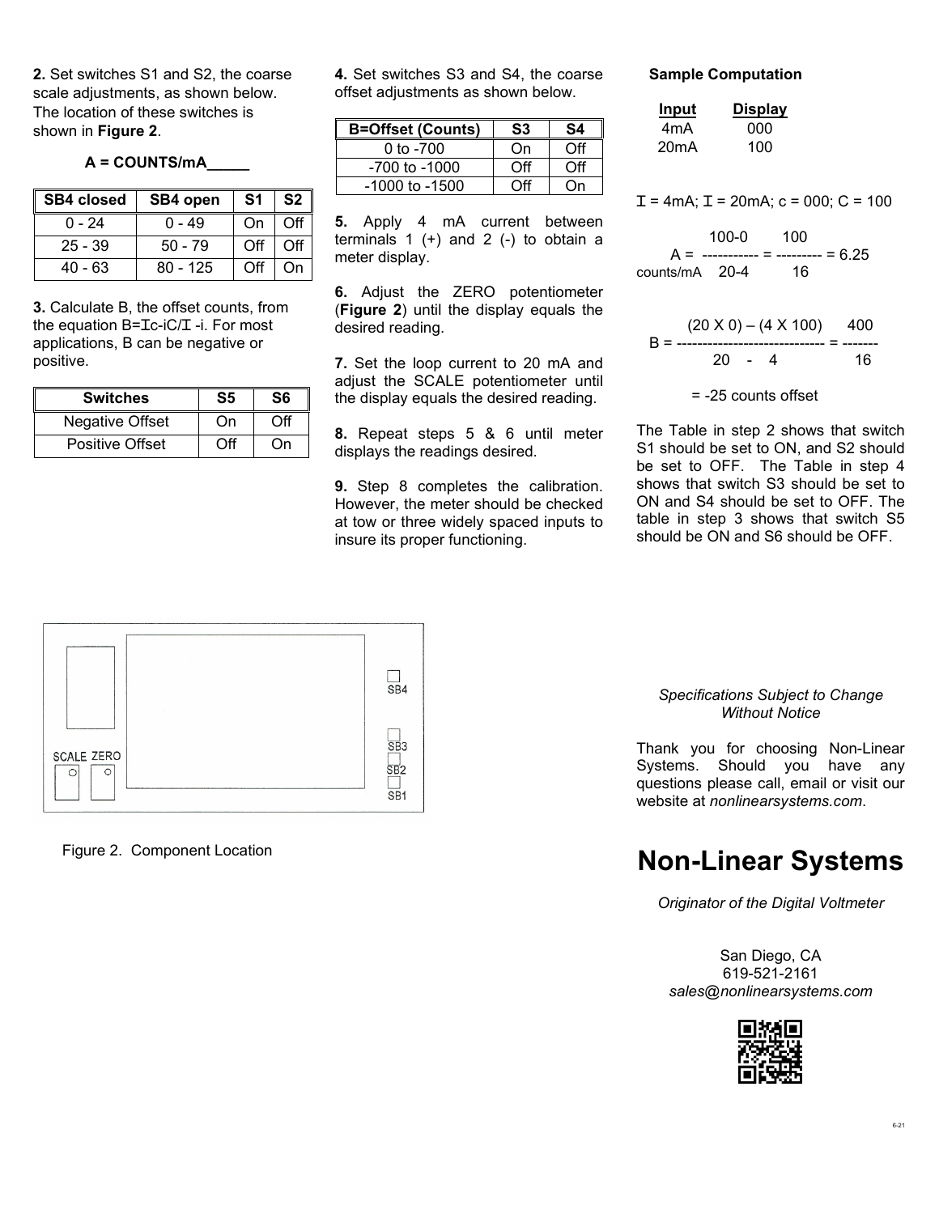**2.** Set switches S1 and S2, the coarse scale adjustments, as shown below. The location of these switches is shown in **Figure 2**.

**A = COUNTS/mA_____**

| SB4 closed | SB4 open | S1 | S2 |
|---|---|---|---|
| 0 - 24 | 0 - 49 | On | Off |
| 25 - 39 | 50 - 79 | Off | Off |
| 40 - 63 | 80 - 125 | Off | On |

**3.** Calculate B, the offset counts, from the equation B=Ic-iC/I -i. For most applications, B can be negative or positive.

| Switches | S5 | S6 |
|---|---|---|
| Negative Offset | On | Off |
| Positive Offset | Off | On |

**4.** Set switches S3 and S4, the coarse offset adjustments as shown below.

| B=Offset (Counts) | S3 | S4 |
|---|---|---|
| 0 to -700 | On | Off |
| -700 to -1000 | Off | Off |
| -1000 to -1500 | Off | On |

**5.** Apply 4 mA current between terminals 1 (+) and 2 (-) to obtain a meter display.

**6.** Adjust the ZERO potentiometer (**Figure 2**) until the display equals the desired reading.

**7.** Set the loop current to 20 mA and adjust the SCALE potentiometer until the display equals the desired reading.

**8.** Repeat steps 5 & 6 until meter displays the readings desired.

**9.** Step 8 completes the calibration. However, the meter should be checked at tow or three widely spaced inputs to insure its proper functioning.

**Sample Computation**

| Input | Display |
|---|---|
| 4mA | 000 |
| 20mA | 100 |

I = 4mA; I = 20mA; c = 000; C = 100

$$A_{\text{counts/mA}} = \frac{100-0}{20-4} = \frac{100}{16} = 6.25$$

$$B = \frac{(20 \times 0) - (4 \times 100)}{20 - 4} = \frac{400}{16}$$

= -25 counts offset

The Table in step 2 shows that switch S1 should be set to ON, and S2 should be set to OFF. The Table in step 4 shows that switch S3 should be set to ON and S4 should be set to OFF. The table in step 3 shows that switch S5 should be ON and S6 should be OFF.

SB4

SB3

SB2

SB1

SCALE ZERO

Figure 2. Component Location

*Specifications Subject to Change Without Notice*

Thank you for choosing Non-Linear Systems. Should you have any questions please call, email or visit our website at *nonlinearsystems.com*.

# Non-Linear Systems

*Originator of the Digital Voltmeter*

San Diego, CA
619-521-2161
*sales@nonlinearsystems.com*

6-21